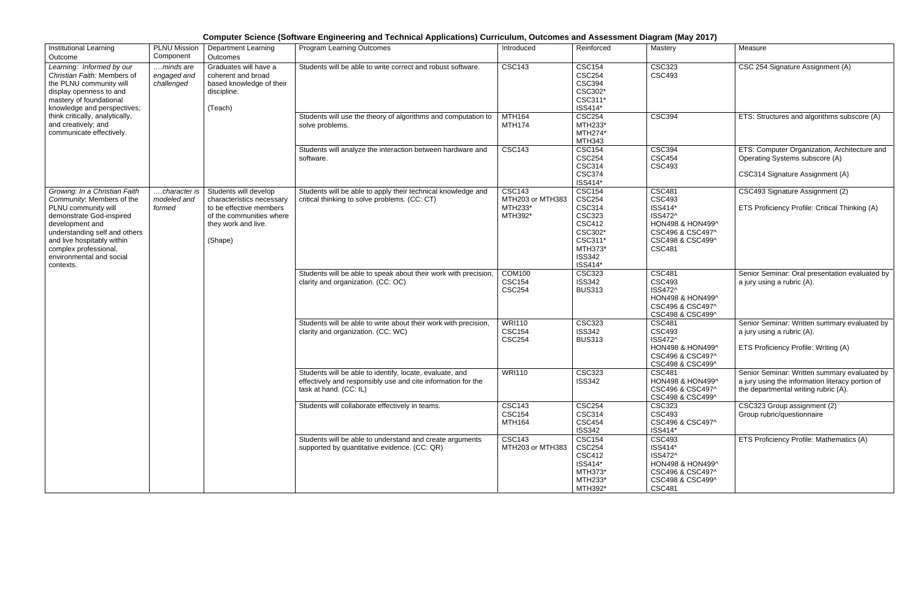**Computer Science (Software Engineering and Technical Applications) Curriculum, Outcomes and Assessment Diagram (May 2017)**

| Institutional Learning Outcome | PLNU Mission Component | Department Learning Outcomes | Program Learning Outcomes | Introduced | Reinforced | Mastery | Measure |
|---|---|---|---|---|---|---|---|
| *Learning: Informed by our Christian Faith: Members of the PLNU community will display openness to and mastery of foundational knowledge and perspectives; think critically, analytically, and creatively; and communicate effectively.* | *….minds are engaged and challenged* | Graduates will have a coherent and broad based knowledge of their discipline. (Teach) | Students will be able to write correct and robust software. | CSC143 | CSC154 CSC254 CSC394 CSC302* CSC311* ISS414* | CSC323 CSC493 | CSC 254 Signature Assignment (A) |
| | | | Students will use the theory of algorithms and computation to solve problems. | MTH164 MTH174 | CSC254 MTH233* MTH274* MTH343 | CSC394 | ETS: Structures and algorithms subscore (A) |
| | | | Students will analyze the interaction between hardware and software. | CSC143 | CSC154 CSC254 CSC314 CSC374 ISS414* | CSC394 CSC454 CSC493 | ETS: Computer Organization, Architecture and Operating Systems subscore (A) CSC314 Signature Assignment (A) |
| *Growing: In a Christian Faith Community: Members of the PLNU community will demonstrate God-inspired development and understanding self and others and live hospitably within complex professional, environmental and social contexts.* | *….character is modeled and formed* | Students will develop characteristics necessary to be effective members of the communities where they work and live. (Shape) | Students will be able to apply their technical knowledge and critical thinking to solve problems. (CC: CT) | CSC143 MTH203 or MTH383 MTH233* MTH392* | CSC154 CSC254 CSC314 CSC323 CSC412 CSC302* CSC311* MTH373* ISS342 ISS414* | CSC481 CSC493 ISS414* ISS472^ HON498 & HON499^ CSC496 & CSC497^ CSC498 & CSC499^ CSC481 | CSC493 Signature Assignment (2) ETS Proficiency Profile: Critical Thinking (A) |
| | | | Students will be able to speak about their work with precision, clarity and organization. (CC: OC) | COM100 CSC154 CSC254 | CSC323 ISS342 BUS313 | CSC481 CSC493 ISS472^ HON498 & HON499^ CSC496 & CSC497^ CSC498 & CSC499^ | Senior Seminar: Oral presentation evaluated by a jury using a rubric (A). |
| | | | Students will be able to write about their work with precision, clarity and organization. (CC: WC) | WRI110 CSC154 CSC254 | CSC323 ISS342 BUS313 | CSC481 CSC493 ISS472^ HON498 & HON499^ CSC496 & CSC497^ CSC498 & CSC499^ | Senior Seminar: Written summary evaluated by a jury using a rubric (A). ETS Proficiency Profile: Writing (A) |
| | | | Students will be able to identify, locate, evaluate, and effectively and responsibly use and cite information for the task at hand. (CC: IL) | WRI110 | CSC323 ISS342 | CSC481 HON498 & HON499^ CSC496 & CSC497^ CSC498 & CSC499^ | Senior Seminar: Written summary evaluated by a jury using the information literacy portion of the departmental writing rubric (A). |
| | | | Students will collaborate effectively in teams. | CSC143 CSC154 MTH164 | CSC254 CSC314 CSC454 ISS342 | CSC323 CSC493 CSC496 & CSC497^ ISS414* | CSC323 Group assignment (2) Group rubric/questionnaire |
| | | | Students will be able to understand and create arguments supported by quantitative evidence. (CC: QR) | CSC143 MTH203 or MTH383 | CSC154 CSC254 CSC412 ISS414* MTH373* MTH233* MTH392* | CSC493 ISS414* ISS472^ HON498 & HON499^ CSC496 & CSC497^ CSC498 & CSC499^ CSC481 | ETS Proficiency Profile: Mathematics (A) |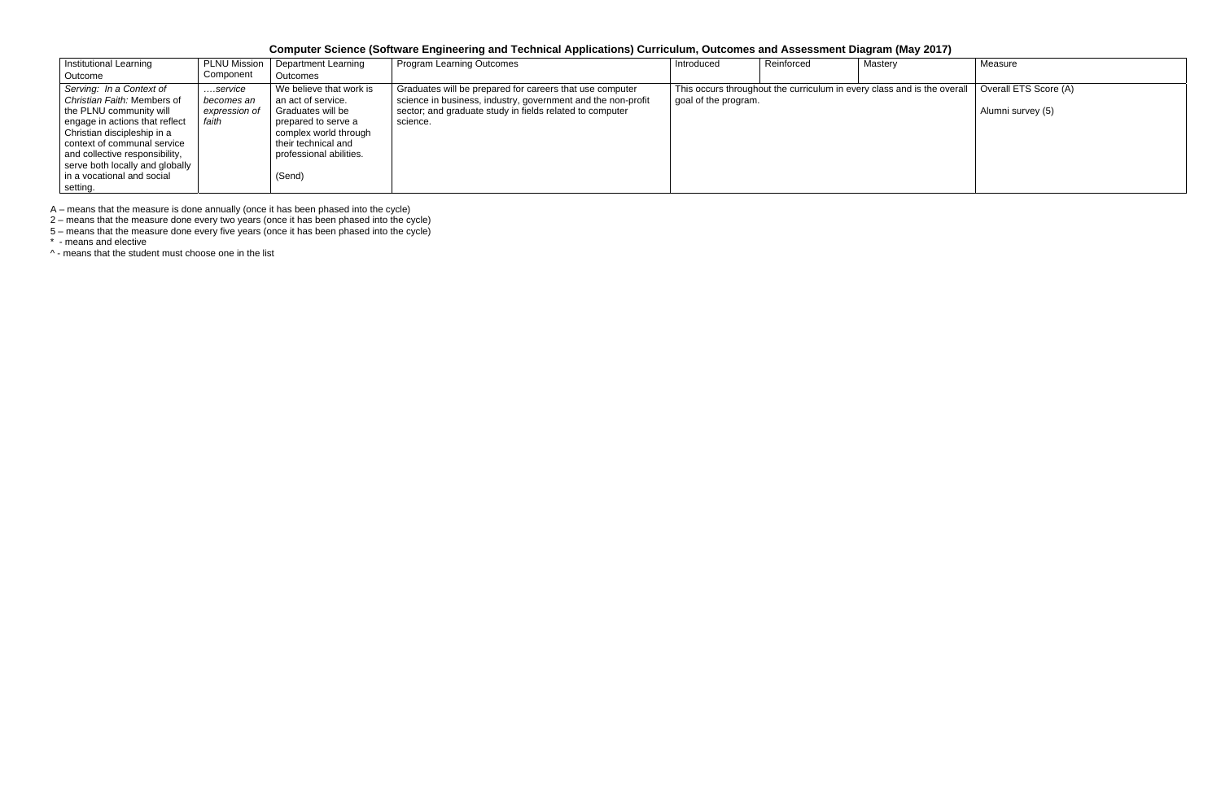**Computer Science (Software Engineering and Technical Applications) Curriculum, Outcomes and Assessment Diagram (May 2017)**

| Institutional Learning Outcome | PLNU Mission Component | Department Learning Outcomes | Program Learning Outcomes | Introduced | Reinforced | Mastery | Measure |
|---|---|---|---|---|---|---|---|
| *Serving: In a Context of Christian Faith:* Members of the PLNU community will engage in actions that reflect Christian discipleship in a context of communal service and collective responsibility, serve both locally and globally in a vocational and social setting. | *….service becomes an expression of faith* | We believe that work is an act of service. Graduates will be prepared to serve a complex world through their technical and professional abilities.<br><br>(Send) | Graduates will be prepared for careers that use computer science in business, industry, government and the non-profit sector; and graduate study in fields related to computer science. | This occurs throughout the curriculum in every class and is the overall goal of the program. | | | Overall ETS Score (A)<br><br>Alumni survey (5) |

A – means that the measure is done annually (once it has been phased into the cycle)
2 – means that the measure done every two years (once it has been phased into the cycle)
5 – means that the measure done every five years (once it has been phased into the cycle)
* - means and elective
^ - means that the student must choose one in the list